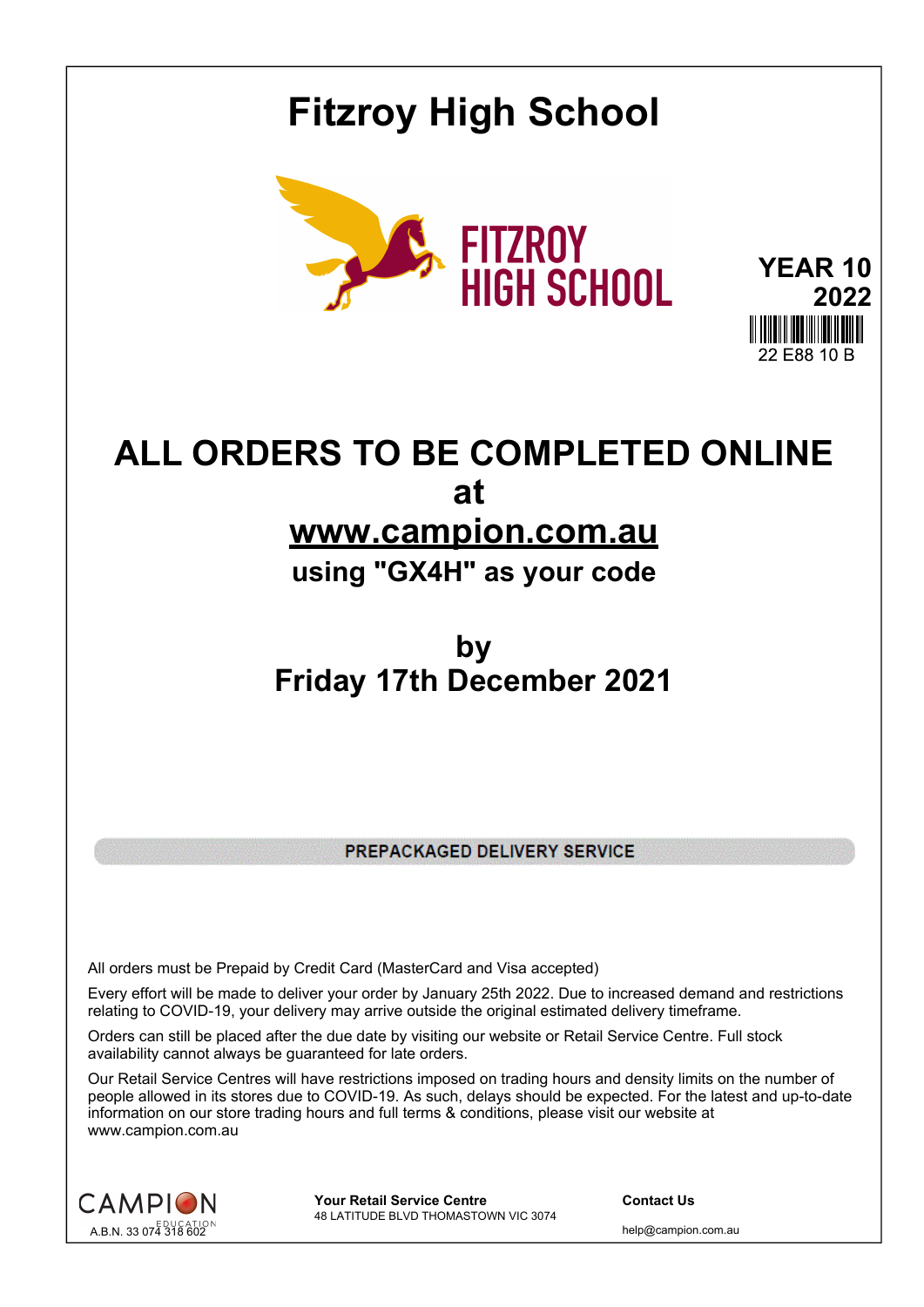# Fitzroy High School

FITZROY HIGH SCHOOL

**YEAR 10**
**2022**

22 E88 10 B

## ALL ORDERS TO BE COMPLETED ONLINE at www.campion.com.au

### using "GX4H" as your code

## by Friday 17th December 2021

**PREPACKAGED DELIVERY SERVICE**

All orders must be Prepaid by Credit Card (MasterCard and Visa accepted)

Every effort will be made to deliver your order by January 25th 2022. Due to increased demand and restrictions relating to COVID-19, your delivery may arrive outside the original estimated delivery timeframe.

Orders can still be placed after the due date by visiting our website or Retail Service Centre. Full stock availability cannot always be guaranteed for late orders.

Our Retail Service Centres will have restrictions imposed on trading hours and density limits on the number of people allowed in its stores due to COVID-19. As such, delays should be expected. For the latest and up-to-date information on our store trading hours and full terms & conditions, please visit our website at www.campion.com.au

CAMPION EDUCATION
A.B.N. 33 074 318 602

**Your Retail Service Centre**
48 LATITUDE BLVD THOMASTOWN VIC 3074

**Contact Us**
help@campion.com.au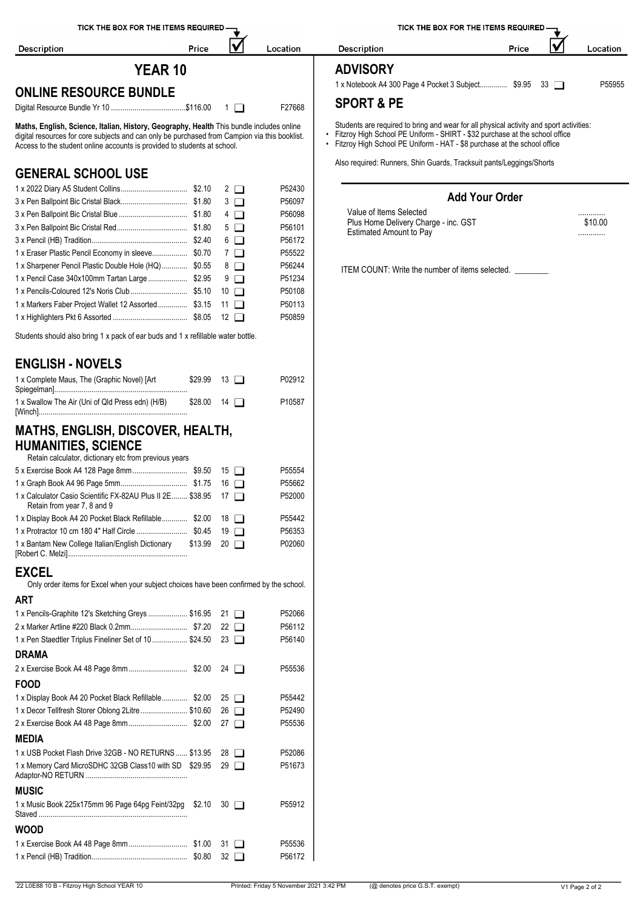| Description | Price | ☑ | Location |
| --- | --- | --- | --- |

# YEAR 10

## ONLINE RESOURCE BUNDLE

| Description | Price | ☑ | Location |
| --- | --- | --- | --- |
| Digital Resource Bundle Yr 10 | $116.00 | 1 ❑ | F27668 |

**Maths, English, Science, Italian, History, Geography, Health** This bundle includes online digital resources for core subjects and can only be purchased from Campion via this booklist. Access to the student online accounts is provided to students at school.

## GENERAL SCHOOL USE

| Description | Price | ☑ | Location |
| --- | --- | --- | --- |
| 1 x 2022 Diary A5 Student Collins | $2.10 | 2 ❑ | P52430 |
| 3 x Pen Ballpoint Bic Cristal Black | $1.80 | 3 ❑ | P56097 |
| 3 x Pen Ballpoint Bic Cristal Blue | $1.80 | 4 ❑ | P56098 |
| 3 x Pen Ballpoint Bic Cristal Red | $1.80 | 5 ❑ | P56101 |
| 3 x Pencil (HB) Tradition | $2.40 | 6 ❑ | P56172 |
| 1 x Eraser Plastic Pencil Economy in sleeve | $0.70 | 7 ❑ | P55522 |
| 1 x Sharpener Pencil Plastic Double Hole (HQ) | $0.55 | 8 ❑ | P56244 |
| 1 x Pencil Case 340x100mm Tartan Large | $2.95 | 9 ❑ | P51234 |
| 1 x Pencils-Coloured 12's Noris Club | $5.10 | 10 ❑ | P50108 |
| 1 x Markers Faber Project Wallet 12 Assorted | $3.15 | 11 ❑ | P50113 |
| 1 x Highlighters Pkt 6 Assorted | $8.05 | 12 ❑ | P50859 |

Students should also bring 1 x pack of ear buds and 1 x refillable water bottle.

## ENGLISH - NOVELS

| Description | Price | ☑ | Location |
| --- | --- | --- | --- |
| 1 x Complete Maus, The (Graphic Novel) [Art Spiegelman] | $29.99 | 13 ❑ | P02912 |
| 1 x Swallow The Air (Uni of Qld Press edn) (H/B) [Winch] | $28.00 | 14 ❑ | P10587 |

## MATHS, ENGLISH, DISCOVER, HEALTH, HUMANITIES, SCIENCE

Retain calculator, dictionary etc from previous years

| Description | Price | ☑ | Location |
| --- | --- | --- | --- |
| 5 x Exercise Book A4 128 Page 8mm | $9.50 | 15 ❑ | P55554 |
| 1 x Graph Book A4 96 Page 5mm | $1.75 | 16 ❑ | P55662 |
| 1 x Calculator Casio Scientific FX-82AU Plus II 2E Retain from year 7, 8 and 9 | $38.95 | 17 ❑ | P52000 |
| 1 x Display Book A4 20 Pocket Black Refillable | $2.00 | 18 ❑ | P55442 |
| 1 x Protractor 10 cm 180 4" Half Circle | $0.45 | 19 ❑ | P56353 |
| 1 x Bantam New College Italian/English Dictionary [Robert C. Melzi] | $13.99 | 20 ❑ | P02060 |

## EXCEL

Only order items for Excel when your subject choices have been confirmed by the school.

### ART

| Description | Price | ☑ | Location |
| --- | --- | --- | --- |
| 1 x Pencils-Graphite 12's Sketching Greys | $16.95 | 21 ❑ | P52066 |
| 2 x Marker Artline #220 Black 0.2mm | $7.20 | 22 ❑ | P56112 |
| 1 x Pen Staedtler Triplus Fineliner Set of 10 | $24.50 | 23 ❑ | P56140 |

### DRAMA

| Description | Price | ☑ | Location |
| --- | --- | --- | --- |
| 2 x Exercise Book A4 48 Page 8mm | $2.00 | 24 ❑ | P55536 |

### FOOD

| Description | Price | ☑ | Location |
| --- | --- | --- | --- |
| 1 x Display Book A4 20 Pocket Black Refillable | $2.00 | 25 ❑ | P55442 |
| 1 x Decor Tellfresh Storer Oblong 2Litre | $10.60 | 26 ❑ | P52490 |
| 2 x Exercise Book A4 48 Page 8mm | $2.00 | 27 ❑ | P55536 |

### MEDIA

| Description | Price | ☑ | Location |
| --- | --- | --- | --- |
| 1 x USB Pocket Flash Drive 32GB - NO RETURNS | $13.95 | 28 ❑ | P52086 |
| 1 x Memory Card MicroSDHC 32GB Class10 with SD Adaptor-NO RETURN | $29.95 | 29 ❑ | P51673 |

### MUSIC

| Description | Price | ☑ | Location |
| --- | --- | --- | --- |
| 1 x Music Book 225x175mm 96 Page 64pg Feint/32pg Staved | $2.10 | 30 ❑ | P55912 |

### WOOD

| Description | Price | ☑ | Location |
| --- | --- | --- | --- |
| 1 x Exercise Book A4 48 Page 8mm | $1.00 | 31 ❑ | P55536 |
| 1 x Pencil (HB) Tradition | $0.80 | 32 ❑ | P56172 |

## ADVISORY

| Description | Price | ☑ | Location |
| --- | --- | --- | --- |
| 1 x Notebook A4 300 Page 4 Pocket 3 Subject | $9.95 | 33 ❑ | P55955 |

## SPORT & PE

Students are required to bring and wear for all physical activity and sport activities:

- Fitzroy High School PE Uniform - SHIRT - $32 purchase at the school office
- Fitzroy High School PE Uniform - HAT - $8 purchase at the school office

Also required: Runners, Shin Guards, Tracksuit pants/Leggings/Shorts

## Add Your Order

| | |
| --- | --- |
| Value of Items Selected | ............ |
| Plus Home Delivery Charge - inc. GST | $10.00 |
| Estimated Amount to Pay | ............ |

ITEM COUNT: Write the number of items selected. ________

(@ denotes price G.S.T. exempt)